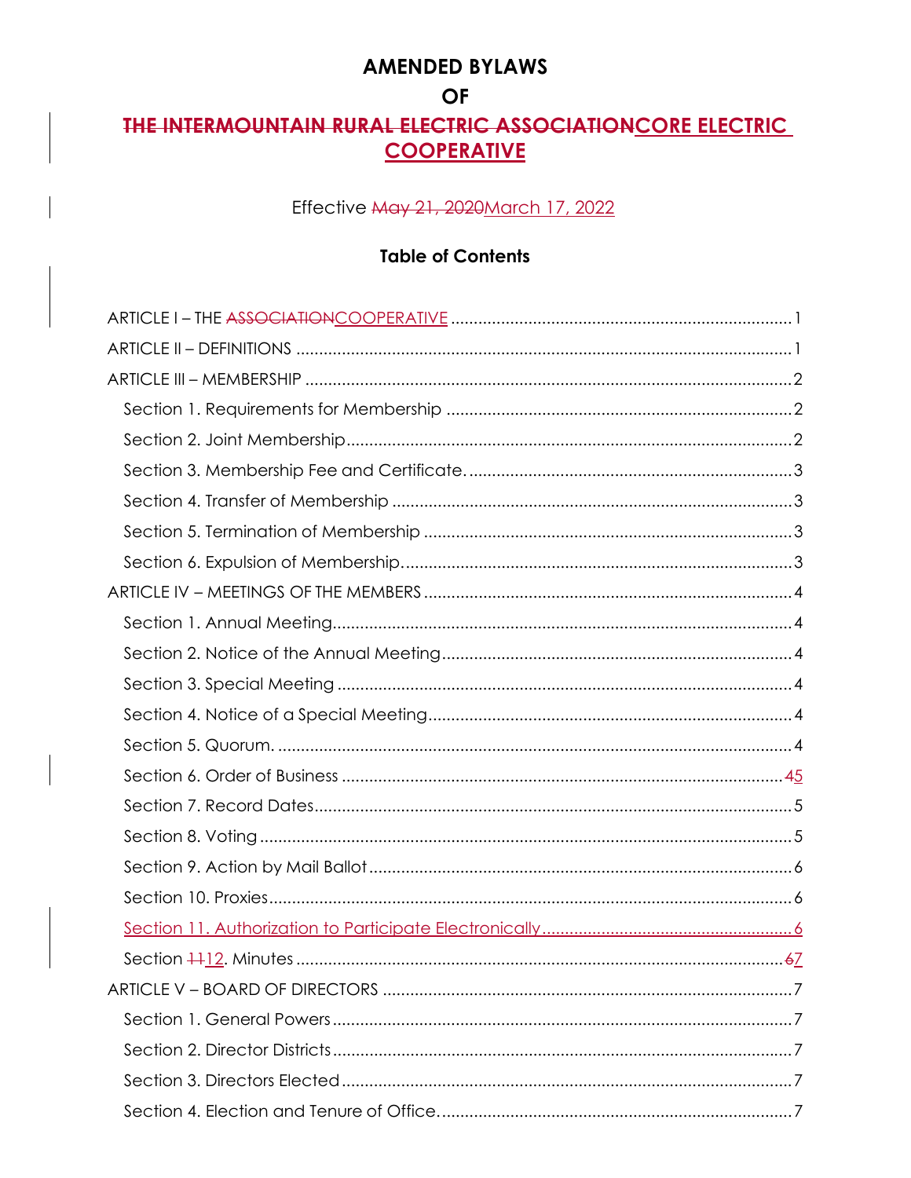# AMENDED BYLAWS

# OF

# ~~THE INTERMOUNTAIN RURAL ELECTRIC ASSOCIATION~~CORE ELECTRIC COOPERATIVE

Effective ~~May 21, 2020~~March 17, 2022

## Table of Contents

ARTICLE I – THE ~~ASSOCIATION~~COOPERATIVE .......... 1

ARTICLE II – DEFINITIONS .......... 1

ARTICLE III – MEMBERSHIP .......... 2

- Section 1. Requirements for Membership .......... 2
- Section 2. Joint Membership .......... 2
- Section 3. Membership Fee and Certificate. .......... 3
- Section 4. Transfer of Membership .......... 3
- Section 5. Termination of Membership .......... 3
- Section 6. Expulsion of Membership. .......... 3

ARTICLE IV – MEETINGS OF THE MEMBERS .......... 4

- Section 1. Annual Meeting .......... 4
- Section 2. Notice of the Annual Meeting .......... 4
- Section 3. Special Meeting .......... 4
- Section 4. Notice of a Special Meeting .......... 4
- Section 5. Quorum. .......... 4
- Section 6. Order of Business .......... ~~4~~5
- Section 7. Record Dates .......... 5
- Section 8. Voting .......... 5
- Section 9. Action by Mail Ballot .......... 6
- Section 10. Proxies .......... 6
- Section 11. Authorization to Participate Electronically .......... 6
- Section ~~11~~12. Minutes .......... ~~6~~7

ARTICLE V – BOARD OF DIRECTORS .......... 7

- Section 1. General Powers .......... 7
- Section 2. Director Districts .......... 7
- Section 3. Directors Elected .......... 7
- Section 4. Election and Tenure of Office. .......... 7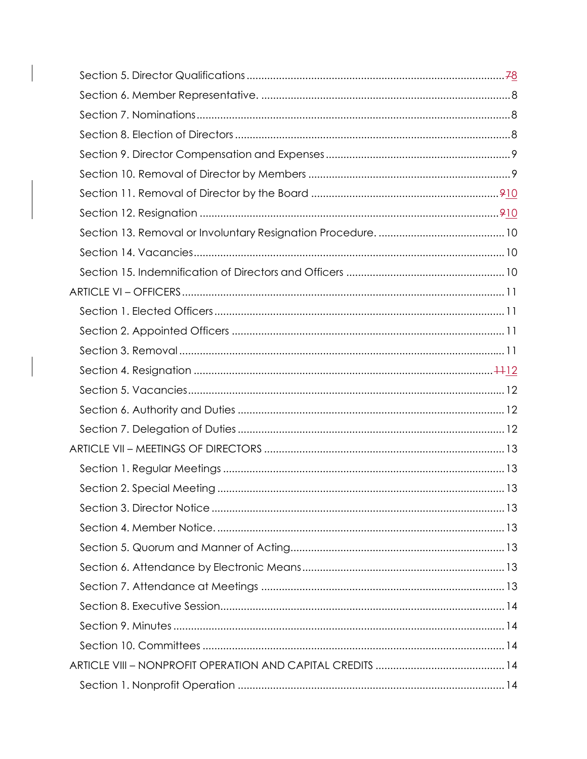Section 5. Director Qualifications ........................................................................................ ~~7~~8

Section 6. Member Representative. ..................................................................................... 8

Section 7. Nominations .......................................................................................................... 8

Section 8. Election of Directors ............................................................................................. 8

Section 9. Director Compensation and Expenses ............................................................... 9

Section 10. Removal of Director by Members ..................................................................... 9

Section 11. Removal of Director by the Board ................................................................ ~~9~~10

Section 12. Resignation ...................................................................................................... ~~9~~10

Section 13. Removal or Involuntary Resignation Procedure. ........................................... 10

Section 14. Vacancies .......................................................................................................... 10

Section 15. Indemnification of Directors and Officers ...................................................... 10

ARTICLE VI – OFFICERS .............................................................................................................. 11

Section 1. Elected Officers .................................................................................................. 11

Section 2. Appointed Officers ............................................................................................ 11

Section 3. Removal .............................................................................................................. 11

Section 4. Resignation ..................................................................................................... ~~11~~12

Section 5. Vacancies ........................................................................................................... 12

Section 6. Authority and Duties .......................................................................................... 12

Section 7. Delegation of Duties .......................................................................................... 12

ARTICLE VII – MEETINGS OF DIRECTORS .................................................................................. 13

Section 1. Regular Meetings ............................................................................................... 13

Section 2. Special Meeting ................................................................................................. 13

Section 3. Director Notice ................................................................................................... 13

Section 4. Member Notice. ................................................................................................. 13

Section 5. Quorum and Manner of Acting ........................................................................ 13

Section 6. Attendance by Electronic Means .................................................................... 13

Section 7. Attendance at Meetings .................................................................................. 13

Section 8. Executive Session ................................................................................................ 14

Section 9. Minutes ................................................................................................................ 14

Section 10. Committees ...................................................................................................... 14

ARTICLE VIII – NONPROFIT OPERATION AND CAPITAL CREDITS ............................................ 14

Section 1. Nonprofit Operation .......................................................................................... 14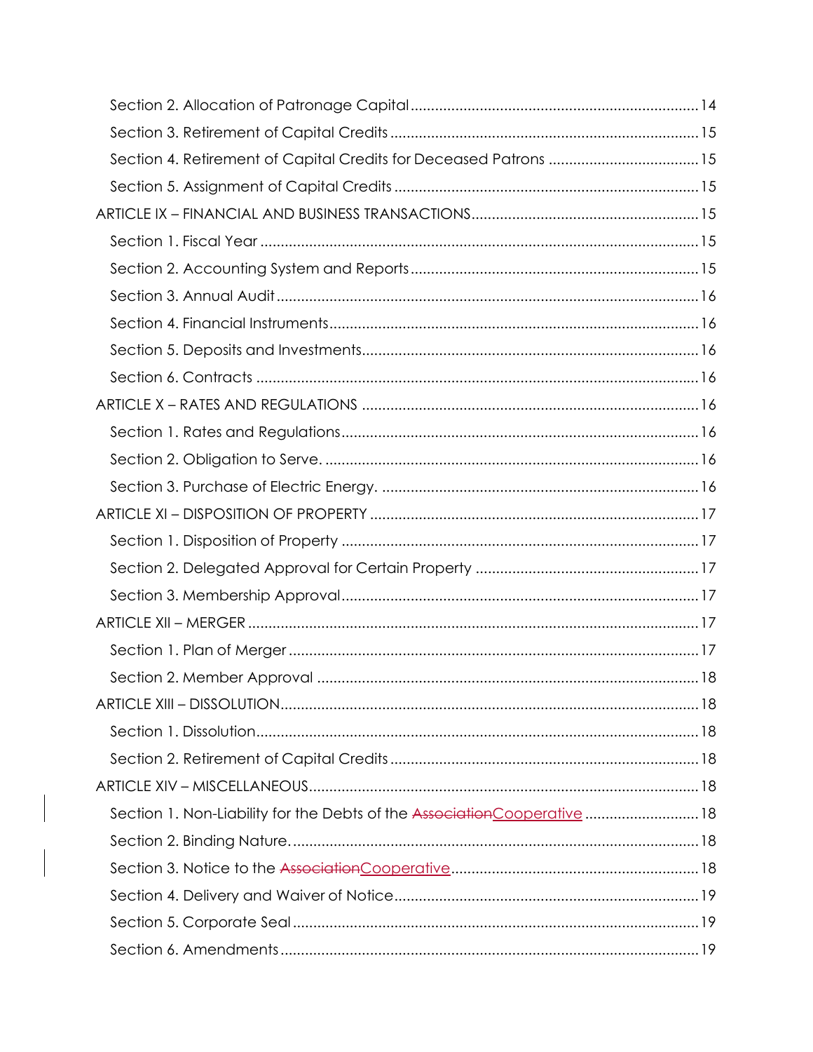Section 2. Allocation of Patronage Capital ........................................................................ 14

Section 3. Retirement of Capital Credits ............................................................................ 15

Section 4. Retirement of Capital Credits for Deceased Patrons ...................................... 15

Section 5. Assignment of Capital Credits .......................................................................... 15

ARTICLE IX – FINANCIAL AND BUSINESS TRANSACTIONS ....................................................... 15

Section 1. Fiscal Year ........................................................................................................... 15

Section 2. Accounting System and Reports ....................................................................... 15

Section 3. Annual Audit ....................................................................................................... 16

Section 4. Financial Instruments .......................................................................................... 16

Section 5. Deposits and Investments .................................................................................. 16

Section 6. Contracts ............................................................................................................ 16

ARTICLE X – RATES AND REGULATIONS .................................................................................. 16

Section 1. Rates and Regulations ....................................................................................... 16

Section 2. Obligation to Serve. ........................................................................................... 16

Section 3. Purchase of Electric Energy. .............................................................................. 16

ARTICLE XI – DISPOSITION OF PROPERTY ................................................................................ 17

Section 1. Disposition of Property ....................................................................................... 17

Section 2. Delegated Approval for Certain Property ....................................................... 17

Section 3. Membership Approval ....................................................................................... 17

ARTICLE XII – MERGER .............................................................................................................. 17

Section 1. Plan of Merger .................................................................................................... 17

Section 2. Member Approval ............................................................................................. 18

ARTICLE XIII – DISSOLUTION ...................................................................................................... 18

Section 1. Dissolution ............................................................................................................ 18

Section 2. Retirement of Capital Credits ........................................................................... 18

ARTICLE XIV – MISCELLANEOUS ............................................................................................... 18

Section 1. Non-Liability for the Debts of the ~~Association~~Cooperative ............................ 18

Section 2. Binding Nature. ................................................................................................... 18

Section 3. Notice to the ~~Association~~Cooperative ............................................................ 18

Section 4. Delivery and Waiver of Notice .......................................................................... 19

Section 5. Corporate Seal ................................................................................................... 19

Section 6. Amendments ...................................................................................................... 19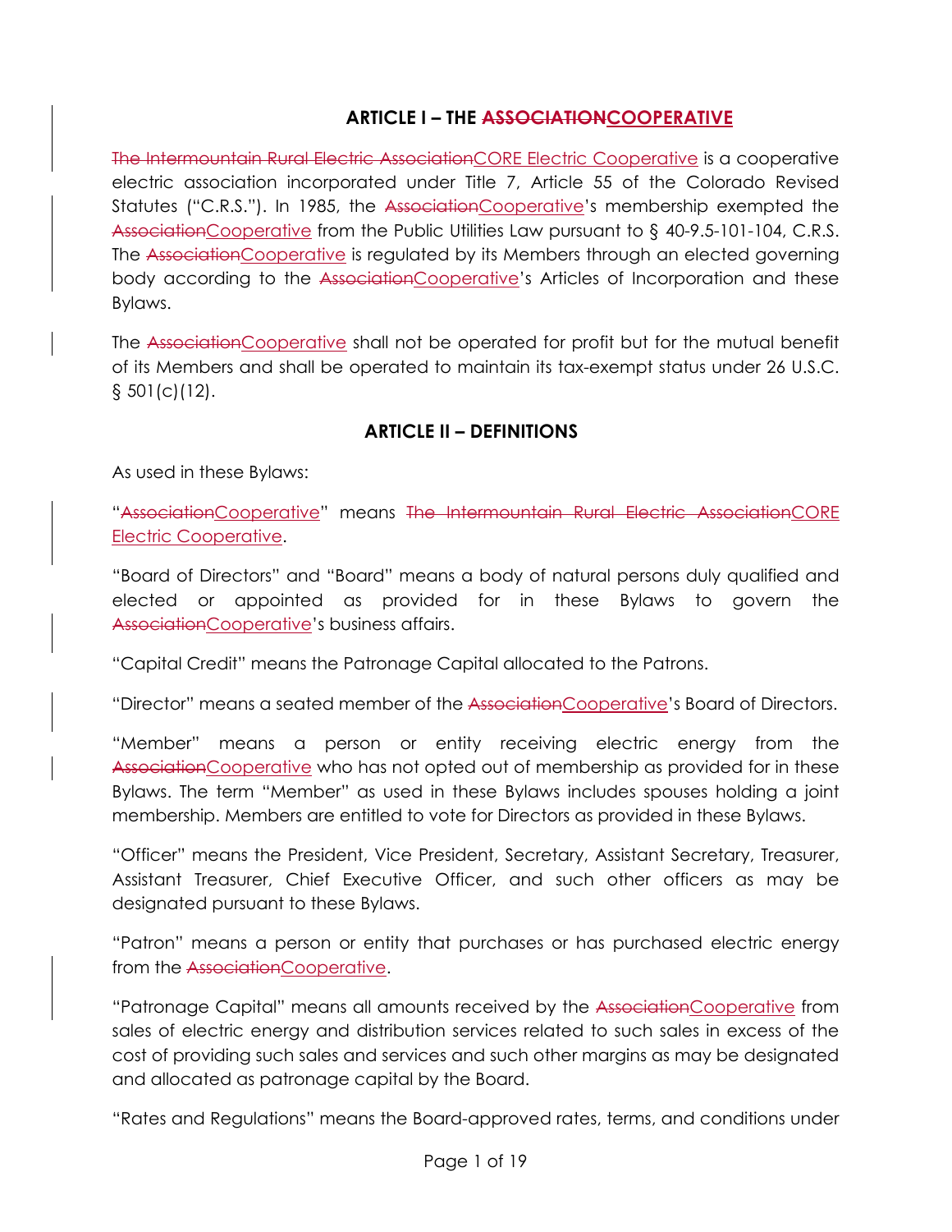## ARTICLE I – THE ~~ASSOCIATION~~<u>COOPERATIVE</u>

~~The Intermountain Rural Electric Association~~<u>CORE Electric Cooperative</u> is a cooperative electric association incorporated under Title 7, Article 55 of the Colorado Revised Statutes ("C.R.S."). In 1985, the ~~Association~~<u>Cooperative</u>'s membership exempted the ~~Association~~<u>Cooperative</u> from the Public Utilities Law pursuant to § 40-9.5-101-104, C.R.S. The ~~Association~~<u>Cooperative</u> is regulated by its Members through an elected governing body according to the ~~Association~~<u>Cooperative</u>'s Articles of Incorporation and these Bylaws.

The ~~Association~~<u>Cooperative</u> shall not be operated for profit but for the mutual benefit of its Members and shall be operated to maintain its tax-exempt status under 26 U.S.C. § 501(c)(12).

## ARTICLE II – DEFINITIONS

As used in these Bylaws:

"~~Association~~<u>Cooperative</u>" means ~~The Intermountain Rural Electric Association~~<u>CORE Electric Cooperative</u>.

"Board of Directors" and "Board" means a body of natural persons duly qualified and elected or appointed as provided for in these Bylaws to govern the ~~Association~~<u>Cooperative</u>'s business affairs.

"Capital Credit" means the Patronage Capital allocated to the Patrons.

"Director" means a seated member of the ~~Association~~<u>Cooperative</u>'s Board of Directors.

"Member" means a person or entity receiving electric energy from the ~~Association~~<u>Cooperative</u> who has not opted out of membership as provided for in these Bylaws. The term "Member" as used in these Bylaws includes spouses holding a joint membership. Members are entitled to vote for Directors as provided in these Bylaws.

"Officer" means the President, Vice President, Secretary, Assistant Secretary, Treasurer, Assistant Treasurer, Chief Executive Officer, and such other officers as may be designated pursuant to these Bylaws.

"Patron" means a person or entity that purchases or has purchased electric energy from the ~~Association~~<u>Cooperative</u>.

"Patronage Capital" means all amounts received by the ~~Association~~<u>Cooperative</u> from sales of electric energy and distribution services related to such sales in excess of the cost of providing such sales and services and such other margins as may be designated and allocated as patronage capital by the Board.

"Rates and Regulations" means the Board-approved rates, terms, and conditions under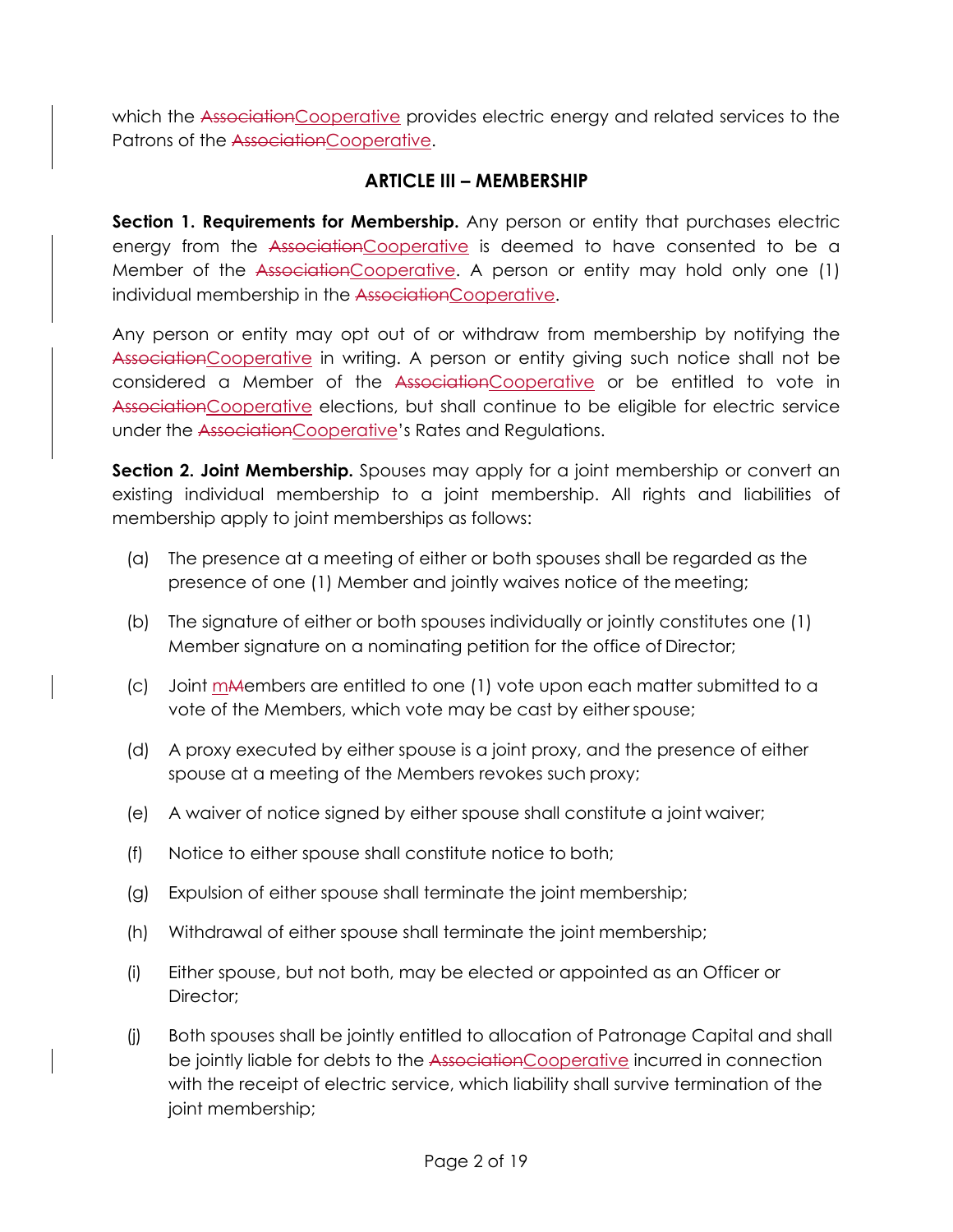which the ~~Association~~Cooperative provides electric energy and related services to the Patrons of the ~~Association~~Cooperative.

## ARTICLE III – MEMBERSHIP

**Section 1. Requirements for Membership.** Any person or entity that purchases electric energy from the ~~Association~~Cooperative is deemed to have consented to be a Member of the ~~Association~~Cooperative. A person or entity may hold only one (1) individual membership in the ~~Association~~Cooperative.

Any person or entity may opt out of or withdraw from membership by notifying the ~~Association~~Cooperative in writing. A person or entity giving such notice shall not be considered a Member of the ~~Association~~Cooperative or be entitled to vote in ~~Association~~Cooperative elections, but shall continue to be eligible for electric service under the ~~Association~~Cooperative's Rates and Regulations.

**Section 2. Joint Membership.** Spouses may apply for a joint membership or convert an existing individual membership to a joint membership. All rights and liabilities of membership apply to joint memberships as follows:

(a) The presence at a meeting of either or both spouses shall be regarded as the presence of one (1) Member and jointly waives notice of the meeting;

(b) The signature of either or both spouses individually or jointly constitutes one (1) Member signature on a nominating petition for the office of Director;

(c) Joint m~~M~~embers are entitled to one (1) vote upon each matter submitted to a vote of the Members, which vote may be cast by either spouse;

(d) A proxy executed by either spouse is a joint proxy, and the presence of either spouse at a meeting of the Members revokes such proxy;

(e) A waiver of notice signed by either spouse shall constitute a joint waiver;

(f) Notice to either spouse shall constitute notice to both;

(g) Expulsion of either spouse shall terminate the joint membership;

(h) Withdrawal of either spouse shall terminate the joint membership;

(i) Either spouse, but not both, may be elected or appointed as an Officer or Director;

(j) Both spouses shall be jointly entitled to allocation of Patronage Capital and shall be jointly liable for debts to the ~~Association~~Cooperative incurred in connection with the receipt of electric service, which liability shall survive termination of the joint membership;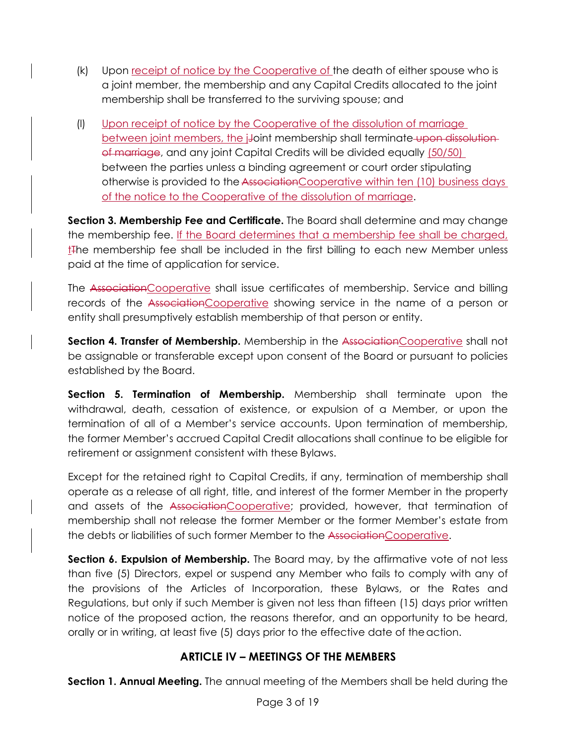(k) Upon receipt of notice by the Cooperative of the death of either spouse who is a joint member, the membership and any Capital Credits allocated to the joint membership shall be transferred to the surviving spouse; and

(l) Upon receipt of notice by the Cooperative of the dissolution of marriage between joint members, the jJoint membership shall terminate upon dissolution of marriage, and any joint Capital Credits will be divided equally (50/50) between the parties unless a binding agreement or court order stipulating otherwise is provided to the AssociationCooperative within ten (10) business days of the notice to the Cooperative of the dissolution of marriage.

**Section 3. Membership Fee and Certificate.** The Board shall determine and may change the membership fee. If the Board determines that a membership fee shall be charged, tThe membership fee shall be included in the first billing to each new Member unless paid at the time of application for service.

The AssociationCooperative shall issue certificates of membership. Service and billing records of the AssociationCooperative showing service in the name of a person or entity shall presumptively establish membership of that person or entity.

**Section 4. Transfer of Membership.** Membership in the AssociationCooperative shall not be assignable or transferable except upon consent of the Board or pursuant to policies established by the Board.

**Section 5. Termination of Membership.** Membership shall terminate upon the withdrawal, death, cessation of existence, or expulsion of a Member, or upon the termination of all of a Member's service accounts. Upon termination of membership, the former Member's accrued Capital Credit allocations shall continue to be eligible for retirement or assignment consistent with these Bylaws.

Except for the retained right to Capital Credits, if any, termination of membership shall operate as a release of all right, title, and interest of the former Member in the property and assets of the AssociationCooperative; provided, however, that termination of membership shall not release the former Member or the former Member's estate from the debts or liabilities of such former Member to the AssociationCooperative.

**Section 6. Expulsion of Membership.** The Board may, by the affirmative vote of not less than five (5) Directors, expel or suspend any Member who fails to comply with any of the provisions of the Articles of Incorporation, these Bylaws, or the Rates and Regulations, but only if such Member is given not less than fifteen (15) days prior written notice of the proposed action, the reasons therefor, and an opportunity to be heard, orally or in writing, at least five (5) days prior to the effective date of the action.

## ARTICLE IV – MEETINGS OF THE MEMBERS

**Section 1. Annual Meeting.** The annual meeting of the Members shall be held during the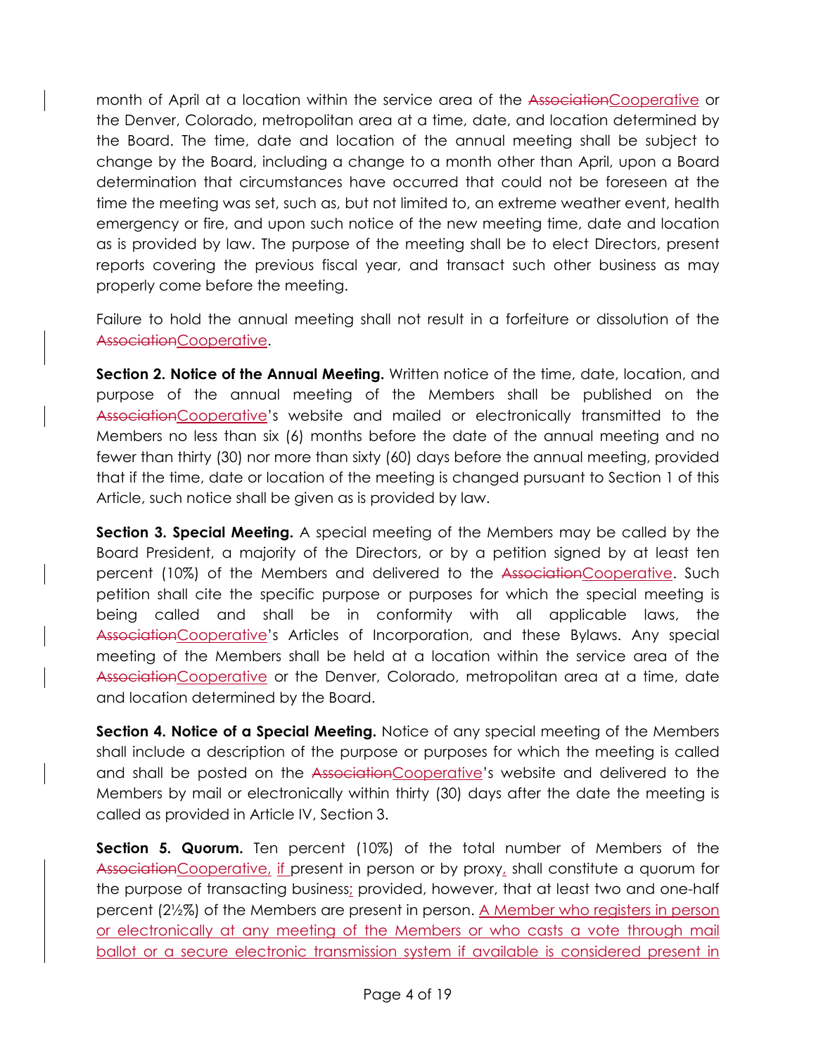month of April at a location within the service area of the ~~Association~~Cooperative or the Denver, Colorado, metropolitan area at a time, date, and location determined by the Board. The time, date and location of the annual meeting shall be subject to change by the Board, including a change to a month other than April, upon a Board determination that circumstances have occurred that could not be foreseen at the time the meeting was set, such as, but not limited to, an extreme weather event, health emergency or fire, and upon such notice of the new meeting time, date and location as is provided by law. The purpose of the meeting shall be to elect Directors, present reports covering the previous fiscal year, and transact such other business as may properly come before the meeting.

Failure to hold the annual meeting shall not result in a forfeiture or dissolution of the ~~Association~~Cooperative.

**Section 2. Notice of the Annual Meeting.** Written notice of the time, date, location, and purpose of the annual meeting of the Members shall be published on the ~~Association~~Cooperative's website and mailed or electronically transmitted to the Members no less than six (6) months before the date of the annual meeting and no fewer than thirty (30) nor more than sixty (60) days before the annual meeting, provided that if the time, date or location of the meeting is changed pursuant to Section 1 of this Article, such notice shall be given as is provided by law.

**Section 3. Special Meeting.** A special meeting of the Members may be called by the Board President, a majority of the Directors, or by a petition signed by at least ten percent (10%) of the Members and delivered to the ~~Association~~Cooperative. Such petition shall cite the specific purpose or purposes for which the special meeting is being called and shall be in conformity with all applicable laws, the ~~Association~~Cooperative's Articles of Incorporation, and these Bylaws. Any special meeting of the Members shall be held at a location within the service area of the ~~Association~~Cooperative or the Denver, Colorado, metropolitan area at a time, date and location determined by the Board.

**Section 4. Notice of a Special Meeting.** Notice of any special meeting of the Members shall include a description of the purpose or purposes for which the meeting is called and shall be posted on the ~~Association~~Cooperative's website and delivered to the Members by mail or electronically within thirty (30) days after the date the meeting is called as provided in Article IV, Section 3.

**Section 5. Quorum.** Ten percent (10%) of the total number of Members of the ~~Association~~Cooperative, if present in person or by proxy, shall constitute a quorum for the purpose of transacting business; provided, however, that at least two and one-half percent (2½%) of the Members are present in person. A Member who registers in person or electronically at any meeting of the Members or who casts a vote through mail ballot or a secure electronic transmission system if available is considered present in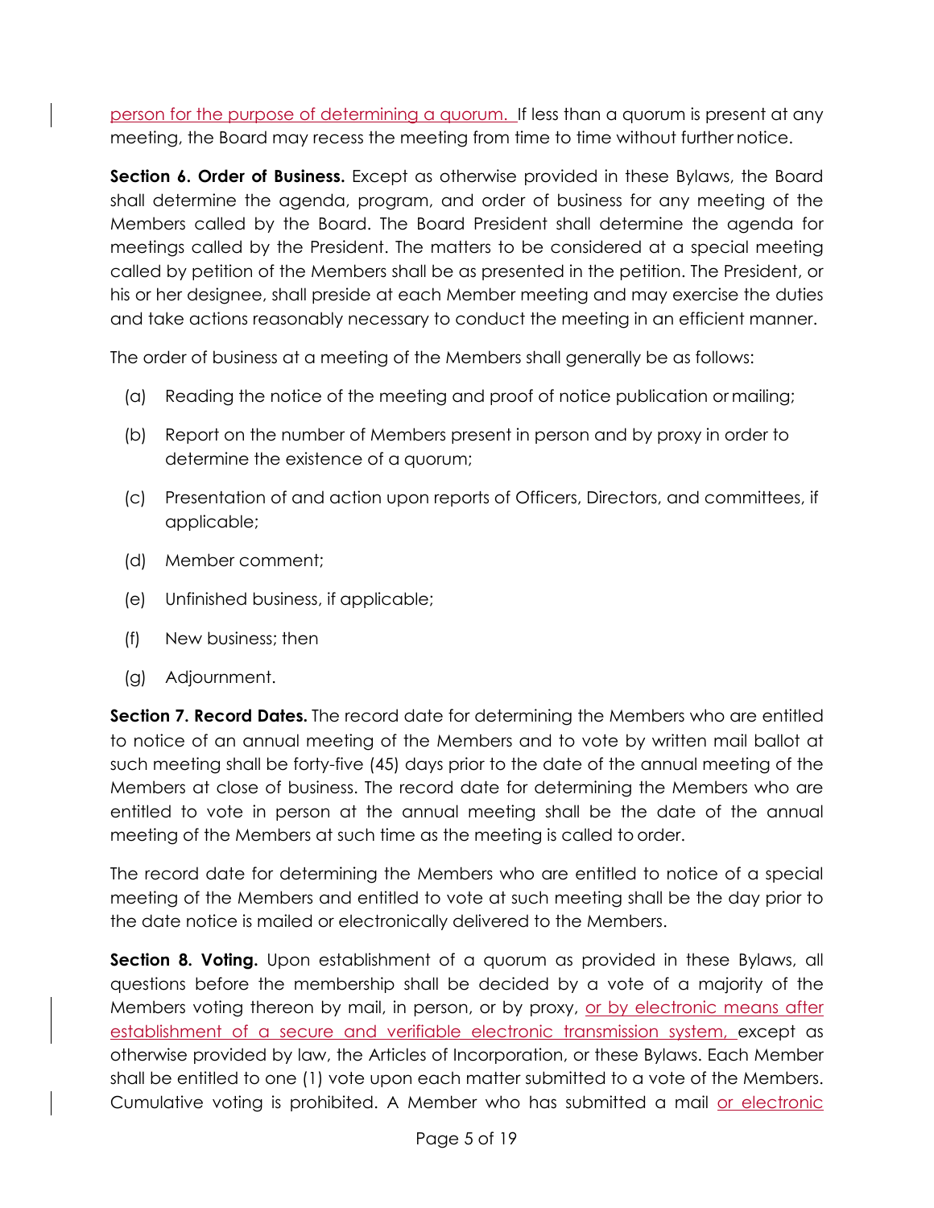person for the purpose of determining a quorum. If less than a quorum is present at any meeting, the Board may recess the meeting from time to time without further notice.

**Section 6. Order of Business.** Except as otherwise provided in these Bylaws, the Board shall determine the agenda, program, and order of business for any meeting of the Members called by the Board. The Board President shall determine the agenda for meetings called by the President. The matters to be considered at a special meeting called by petition of the Members shall be as presented in the petition. The President, or his or her designee, shall preside at each Member meeting and may exercise the duties and take actions reasonably necessary to conduct the meeting in an efficient manner.

The order of business at a meeting of the Members shall generally be as follows:

(a) Reading the notice of the meeting and proof of notice publication or mailing;

(b) Report on the number of Members present in person and by proxy in order to determine the existence of a quorum;

(c) Presentation of and action upon reports of Officers, Directors, and committees, if applicable;

(d) Member comment;

(e) Unfinished business, if applicable;

(f) New business; then

(g) Adjournment.

**Section 7. Record Dates.** The record date for determining the Members who are entitled to notice of an annual meeting of the Members and to vote by written mail ballot at such meeting shall be forty-five (45) days prior to the date of the annual meeting of the Members at close of business. The record date for determining the Members who are entitled to vote in person at the annual meeting shall be the date of the annual meeting of the Members at such time as the meeting is called to order.

The record date for determining the Members who are entitled to notice of a special meeting of the Members and entitled to vote at such meeting shall be the day prior to the date notice is mailed or electronically delivered to the Members.

**Section 8. Voting.** Upon establishment of a quorum as provided in these Bylaws, all questions before the membership shall be decided by a vote of a majority of the Members voting thereon by mail, in person, or by proxy, or by electronic means after establishment of a secure and verifiable electronic transmission system, except as otherwise provided by law, the Articles of Incorporation, or these Bylaws. Each Member shall be entitled to one (1) vote upon each matter submitted to a vote of the Members. Cumulative voting is prohibited. A Member who has submitted a mail or electronic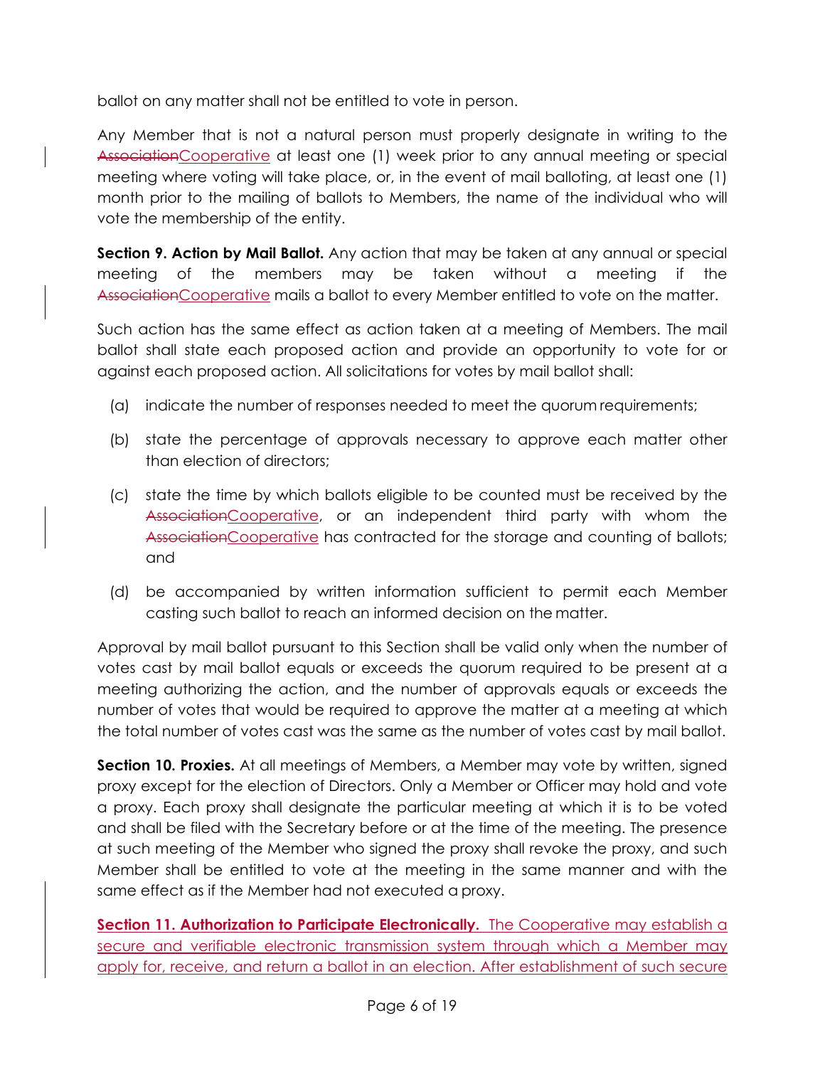ballot on any matter shall not be entitled to vote in person.

Any Member that is not a natural person must properly designate in writing to the ~~Association~~Cooperative at least one (1) week prior to any annual meeting or special meeting where voting will take place, or, in the event of mail balloting, at least one (1) month prior to the mailing of ballots to Members, the name of the individual who will vote the membership of the entity.

**Section 9. Action by Mail Ballot.** Any action that may be taken at any annual or special meeting of the members may be taken without a meeting if the ~~Association~~Cooperative mails a ballot to every Member entitled to vote on the matter.

Such action has the same effect as action taken at a meeting of Members. The mail ballot shall state each proposed action and provide an opportunity to vote for or against each proposed action. All solicitations for votes by mail ballot shall:

(a) indicate the number of responses needed to meet the quorum requirements;

(b) state the percentage of approvals necessary to approve each matter other than election of directors;

(c) state the time by which ballots eligible to be counted must be received by the ~~Association~~Cooperative, or an independent third party with whom the ~~Association~~Cooperative has contracted for the storage and counting of ballots; and

(d) be accompanied by written information sufficient to permit each Member casting such ballot to reach an informed decision on the matter.

Approval by mail ballot pursuant to this Section shall be valid only when the number of votes cast by mail ballot equals or exceeds the quorum required to be present at a meeting authorizing the action, and the number of approvals equals or exceeds the number of votes that would be required to approve the matter at a meeting at which the total number of votes cast was the same as the number of votes cast by mail ballot.

**Section 10. Proxies.** At all meetings of Members, a Member may vote by written, signed proxy except for the election of Directors. Only a Member or Officer may hold and vote a proxy. Each proxy shall designate the particular meeting at which it is to be voted and shall be filed with the Secretary before or at the time of the meeting. The presence at such meeting of the Member who signed the proxy shall revoke the proxy, and such Member shall be entitled to vote at the meeting in the same manner and with the same effect as if the Member had not executed a proxy.

**Section 11. Authorization to Participate Electronically.** The Cooperative may establish a secure and verifiable electronic transmission system through which a Member may apply for, receive, and return a ballot in an election. After establishment of such secure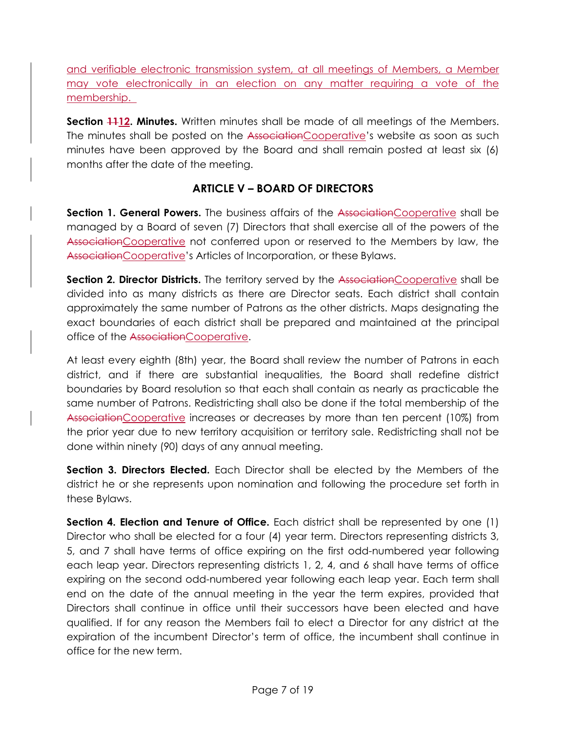and verifiable electronic transmission system, at all meetings of Members, a Member may vote electronically in an election on any matter requiring a vote of the membership.

**Section ~~11~~12. Minutes.** Written minutes shall be made of all meetings of the Members. The minutes shall be posted on the ~~Association~~Cooperative's website as soon as such minutes have been approved by the Board and shall remain posted at least six (6) months after the date of the meeting.

## ARTICLE V – BOARD OF DIRECTORS

**Section 1. General Powers.** The business affairs of the ~~Association~~Cooperative shall be managed by a Board of seven (7) Directors that shall exercise all of the powers of the ~~Association~~Cooperative not conferred upon or reserved to the Members by law, the ~~Association~~Cooperative's Articles of Incorporation, or these Bylaws.

**Section 2. Director Districts.** The territory served by the ~~Association~~Cooperative shall be divided into as many districts as there are Director seats. Each district shall contain approximately the same number of Patrons as the other districts. Maps designating the exact boundaries of each district shall be prepared and maintained at the principal office of the ~~Association~~Cooperative.

At least every eighth (8th) year, the Board shall review the number of Patrons in each district, and if there are substantial inequalities, the Board shall redefine district boundaries by Board resolution so that each shall contain as nearly as practicable the same number of Patrons. Redistricting shall also be done if the total membership of the ~~Association~~Cooperative increases or decreases by more than ten percent (10%) from the prior year due to new territory acquisition or territory sale. Redistricting shall not be done within ninety (90) days of any annual meeting.

**Section 3. Directors Elected.** Each Director shall be elected by the Members of the district he or she represents upon nomination and following the procedure set forth in these Bylaws.

**Section 4. Election and Tenure of Office.** Each district shall be represented by one (1) Director who shall be elected for a four (4) year term. Directors representing districts 3, 5, and 7 shall have terms of office expiring on the first odd-numbered year following each leap year. Directors representing districts 1, 2, 4, and 6 shall have terms of office expiring on the second odd-numbered year following each leap year. Each term shall end on the date of the annual meeting in the year the term expires, provided that Directors shall continue in office until their successors have been elected and have qualified. If for any reason the Members fail to elect a Director for any district at the expiration of the incumbent Director's term of office, the incumbent shall continue in office for the new term.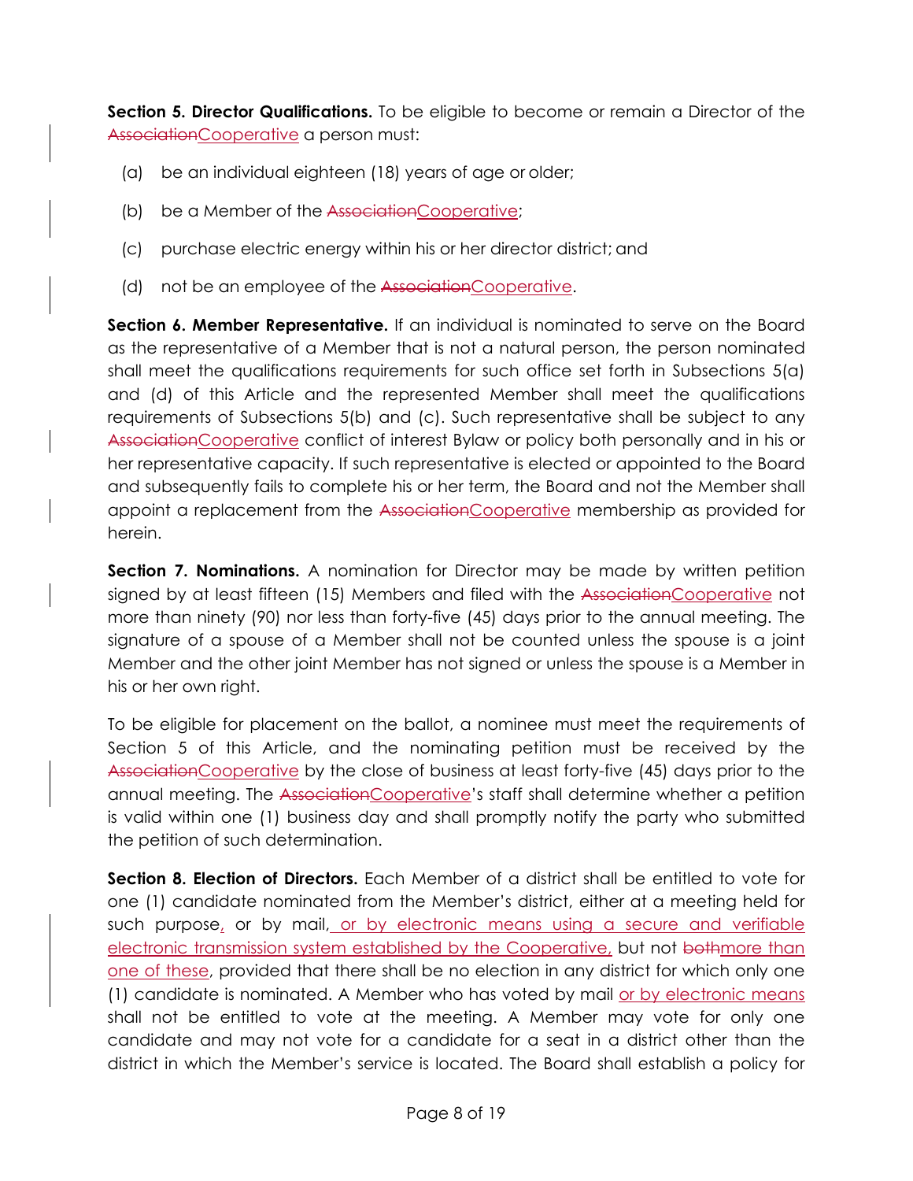**Section 5. Director Qualifications.** To be eligible to become or remain a Director of the ~~Association~~Cooperative a person must:

(a) be an individual eighteen (18) years of age or older;

(b) be a Member of the ~~Association~~Cooperative;

(c) purchase electric energy within his or her director district; and

(d) not be an employee of the ~~Association~~Cooperative.

**Section 6. Member Representative.** If an individual is nominated to serve on the Board as the representative of a Member that is not a natural person, the person nominated shall meet the qualifications requirements for such office set forth in Subsections 5(a) and (d) of this Article and the represented Member shall meet the qualifications requirements of Subsections 5(b) and (c). Such representative shall be subject to any ~~Association~~Cooperative conflict of interest Bylaw or policy both personally and in his or her representative capacity. If such representative is elected or appointed to the Board and subsequently fails to complete his or her term, the Board and not the Member shall appoint a replacement from the ~~Association~~Cooperative membership as provided for herein.

**Section 7. Nominations.** A nomination for Director may be made by written petition signed by at least fifteen (15) Members and filed with the ~~Association~~Cooperative not more than ninety (90) nor less than forty-five (45) days prior to the annual meeting. The signature of a spouse of a Member shall not be counted unless the spouse is a joint Member and the other joint Member has not signed or unless the spouse is a Member in his or her own right.

To be eligible for placement on the ballot, a nominee must meet the requirements of Section 5 of this Article, and the nominating petition must be received by the ~~Association~~Cooperative by the close of business at least forty-five (45) days prior to the annual meeting. The ~~Association~~Cooperative's staff shall determine whether a petition is valid within one (1) business day and shall promptly notify the party who submitted the petition of such determination.

**Section 8. Election of Directors.** Each Member of a district shall be entitled to vote for one (1) candidate nominated from the Member's district, either at a meeting held for such purpose, or by mail, or by electronic means using a secure and verifiable electronic transmission system established by the Cooperative, but not ~~both~~more than one of these, provided that there shall be no election in any district for which only one (1) candidate is nominated. A Member who has voted by mail or by electronic means shall not be entitled to vote at the meeting. A Member may vote for only one candidate and may not vote for a candidate for a seat in a district other than the district in which the Member's service is located. The Board shall establish a policy for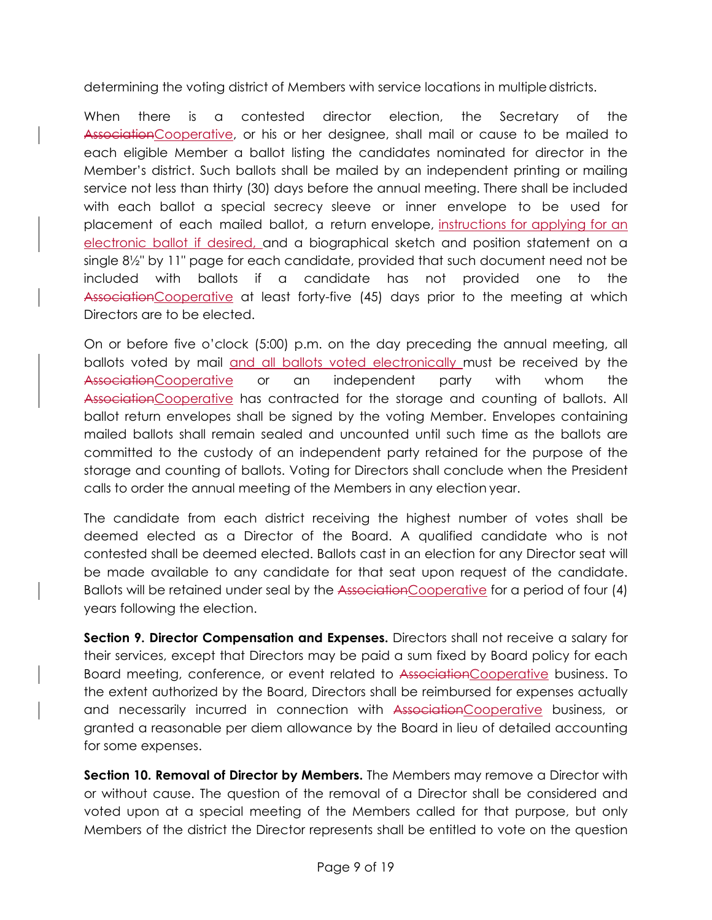determining the voting district of Members with service locations in multiple districts.

When there is a contested director election, the Secretary of the ~~Association~~Cooperative, or his or her designee, shall mail or cause to be mailed to each eligible Member a ballot listing the candidates nominated for director in the Member's district. Such ballots shall be mailed by an independent printing or mailing service not less than thirty (30) days before the annual meeting. There shall be included with each ballot a special secrecy sleeve or inner envelope to be used for placement of each mailed ballot, a return envelope, instructions for applying for an electronic ballot if desired, and a biographical sketch and position statement on a single 8½" by 11" page for each candidate, provided that such document need not be included with ballots if a candidate has not provided one to the ~~Association~~Cooperative at least forty-five (45) days prior to the meeting at which Directors are to be elected.

On or before five o'clock (5:00) p.m. on the day preceding the annual meeting, all ballots voted by mail and all ballots voted electronically must be received by the ~~Association~~Cooperative or an independent party with whom the ~~Association~~Cooperative has contracted for the storage and counting of ballots. All ballot return envelopes shall be signed by the voting Member. Envelopes containing mailed ballots shall remain sealed and uncounted until such time as the ballots are committed to the custody of an independent party retained for the purpose of the storage and counting of ballots. Voting for Directors shall conclude when the President calls to order the annual meeting of the Members in any election year.

The candidate from each district receiving the highest number of votes shall be deemed elected as a Director of the Board. A qualified candidate who is not contested shall be deemed elected. Ballots cast in an election for any Director seat will be made available to any candidate for that seat upon request of the candidate. Ballots will be retained under seal by the ~~Association~~Cooperative for a period of four (4) years following the election.

**Section 9. Director Compensation and Expenses.** Directors shall not receive a salary for their services, except that Directors may be paid a sum fixed by Board policy for each Board meeting, conference, or event related to ~~Association~~Cooperative business. To the extent authorized by the Board, Directors shall be reimbursed for expenses actually and necessarily incurred in connection with ~~Association~~Cooperative business, or granted a reasonable per diem allowance by the Board in lieu of detailed accounting for some expenses.

**Section 10. Removal of Director by Members.** The Members may remove a Director with or without cause. The question of the removal of a Director shall be considered and voted upon at a special meeting of the Members called for that purpose, but only Members of the district the Director represents shall be entitled to vote on the question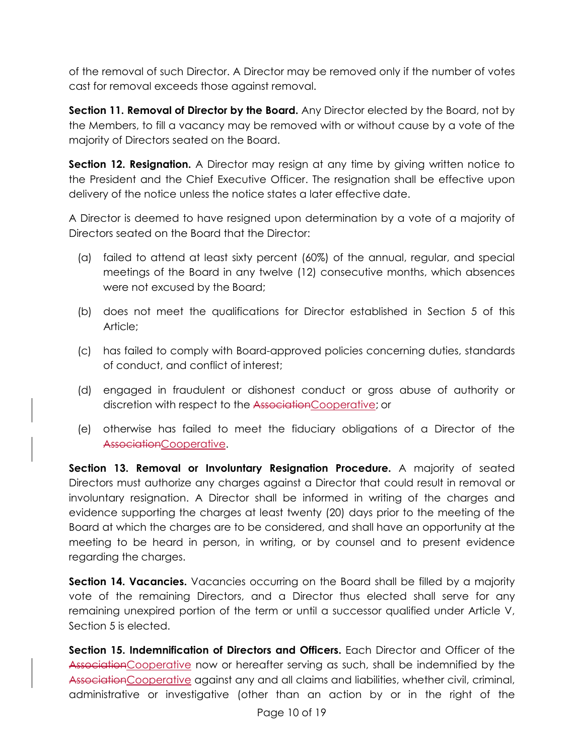of the removal of such Director. A Director may be removed only if the number of votes cast for removal exceeds those against removal.

**Section 11. Removal of Director by the Board.** Any Director elected by the Board, not by the Members, to fill a vacancy may be removed with or without cause by a vote of the majority of Directors seated on the Board.

**Section 12. Resignation.** A Director may resign at any time by giving written notice to the President and the Chief Executive Officer. The resignation shall be effective upon delivery of the notice unless the notice states a later effective date.

A Director is deemed to have resigned upon determination by a vote of a majority of Directors seated on the Board that the Director:

(a) failed to attend at least sixty percent (60%) of the annual, regular, and special meetings of the Board in any twelve (12) consecutive months, which absences were not excused by the Board;

(b) does not meet the qualifications for Director established in Section 5 of this Article;

(c) has failed to comply with Board-approved policies concerning duties, standards of conduct, and conflict of interest;

(d) engaged in fraudulent or dishonest conduct or gross abuse of authority or discretion with respect to the ~~Association~~Cooperative; or

(e) otherwise has failed to meet the fiduciary obligations of a Director of the ~~Association~~Cooperative.

**Section 13. Removal or Involuntary Resignation Procedure.** A majority of seated Directors must authorize any charges against a Director that could result in removal or involuntary resignation. A Director shall be informed in writing of the charges and evidence supporting the charges at least twenty (20) days prior to the meeting of the Board at which the charges are to be considered, and shall have an opportunity at the meeting to be heard in person, in writing, or by counsel and to present evidence regarding the charges.

**Section 14. Vacancies.** Vacancies occurring on the Board shall be filled by a majority vote of the remaining Directors, and a Director thus elected shall serve for any remaining unexpired portion of the term or until a successor qualified under Article V, Section 5 is elected.

**Section 15. Indemnification of Directors and Officers.** Each Director and Officer of the ~~Association~~Cooperative now or hereafter serving as such, shall be indemnified by the ~~Association~~Cooperative against any and all claims and liabilities, whether civil, criminal, administrative or investigative (other than an action by or in the right of the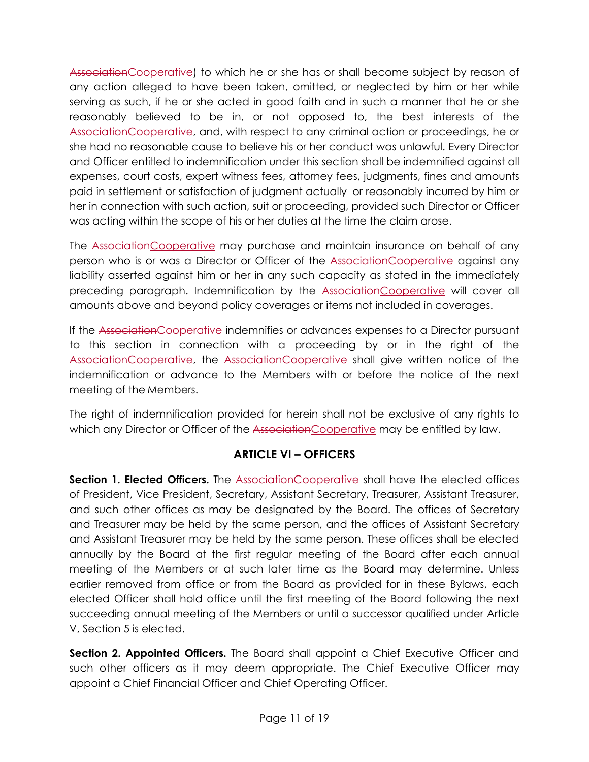~~Association~~<u>Cooperative</u>) to which he or she has or shall become subject by reason of any action alleged to have been taken, omitted, or neglected by him or her while serving as such, if he or she acted in good faith and in such a manner that he or she reasonably believed to be in, or not opposed to, the best interests of the ~~Association~~<u>Cooperative</u>, and, with respect to any criminal action or proceedings, he or she had no reasonable cause to believe his or her conduct was unlawful. Every Director and Officer entitled to indemnification under this section shall be indemnified against all expenses, court costs, expert witness fees, attorney fees, judgments, fines and amounts paid in settlement or satisfaction of judgment actually or reasonably incurred by him or her in connection with such action, suit or proceeding, provided such Director or Officer was acting within the scope of his or her duties at the time the claim arose.

The ~~Association~~<u>Cooperative</u> may purchase and maintain insurance on behalf of any person who is or was a Director or Officer of the ~~Association~~<u>Cooperative</u> against any liability asserted against him or her in any such capacity as stated in the immediately preceding paragraph. Indemnification by the ~~Association~~<u>Cooperative</u> will cover all amounts above and beyond policy coverages or items not included in coverages.

If the ~~Association~~<u>Cooperative</u> indemnifies or advances expenses to a Director pursuant to this section in connection with a proceeding by or in the right of the ~~Association~~<u>Cooperative</u>, the ~~Association~~<u>Cooperative</u> shall give written notice of the indemnification or advance to the Members with or before the notice of the next meeting of the Members.

The right of indemnification provided for herein shall not be exclusive of any rights to which any Director or Officer of the ~~Association~~<u>Cooperative</u> may be entitled by law.

## ARTICLE VI – OFFICERS

**Section 1. Elected Officers.** The ~~Association~~<u>Cooperative</u> shall have the elected offices of President, Vice President, Secretary, Assistant Secretary, Treasurer, Assistant Treasurer, and such other offices as may be designated by the Board. The offices of Secretary and Treasurer may be held by the same person, and the offices of Assistant Secretary and Assistant Treasurer may be held by the same person. These offices shall be elected annually by the Board at the first regular meeting of the Board after each annual meeting of the Members or at such later time as the Board may determine. Unless earlier removed from office or from the Board as provided for in these Bylaws, each elected Officer shall hold office until the first meeting of the Board following the next succeeding annual meeting of the Members or until a successor qualified under Article V, Section 5 is elected.

**Section 2. Appointed Officers.** The Board shall appoint a Chief Executive Officer and such other officers as it may deem appropriate. The Chief Executive Officer may appoint a Chief Financial Officer and Chief Operating Officer.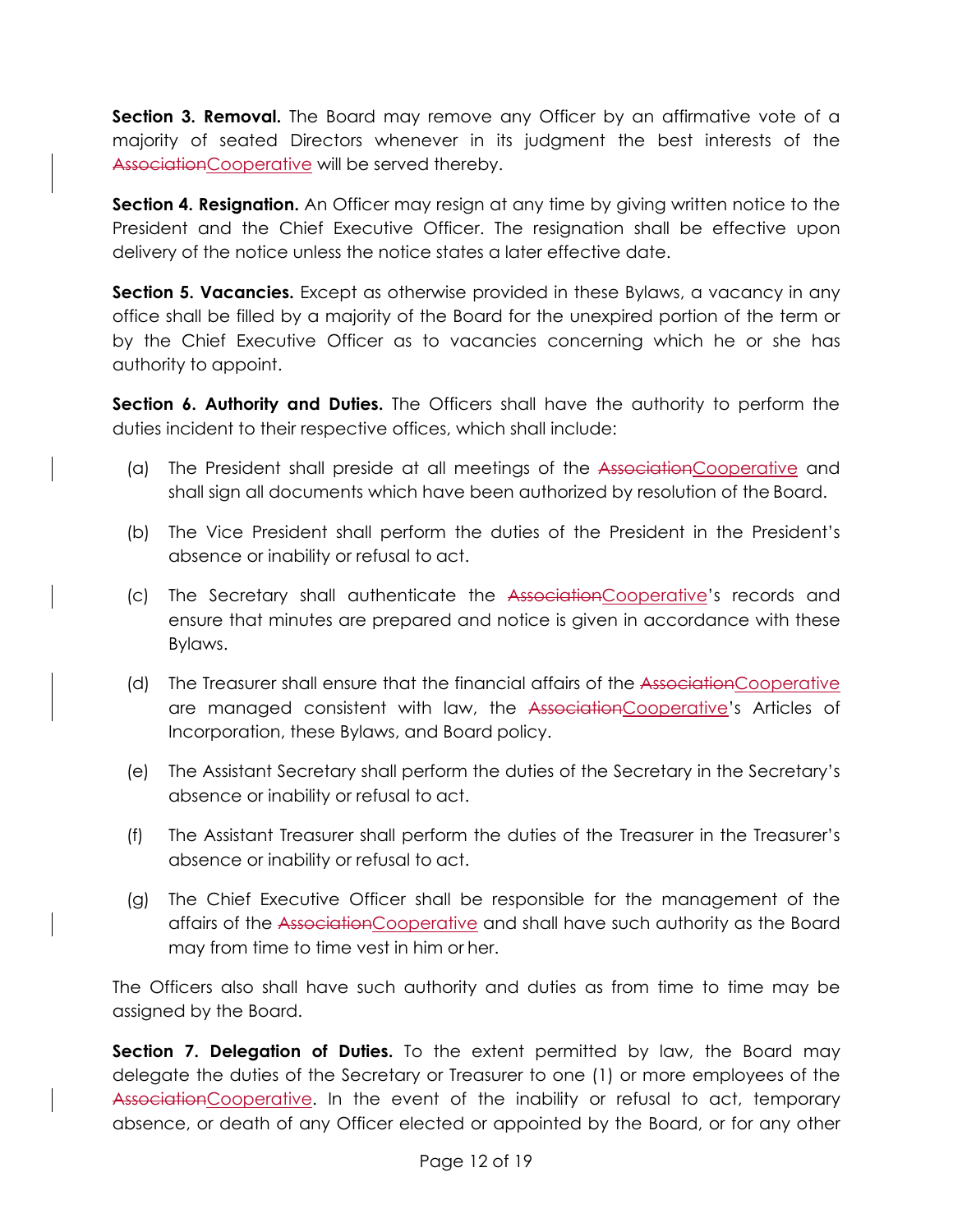**Section 3. Removal.** The Board may remove any Officer by an affirmative vote of a majority of seated Directors whenever in its judgment the best interests of the ~~Association~~Cooperative will be served thereby.

**Section 4. Resignation.** An Officer may resign at any time by giving written notice to the President and the Chief Executive Officer. The resignation shall be effective upon delivery of the notice unless the notice states a later effective date.

**Section 5. Vacancies.** Except as otherwise provided in these Bylaws, a vacancy in any office shall be filled by a majority of the Board for the unexpired portion of the term or by the Chief Executive Officer as to vacancies concerning which he or she has authority to appoint.

**Section 6. Authority and Duties.** The Officers shall have the authority to perform the duties incident to their respective offices, which shall include:

(a) The President shall preside at all meetings of the ~~Association~~Cooperative and shall sign all documents which have been authorized by resolution of the Board.

(b) The Vice President shall perform the duties of the President in the President's absence or inability or refusal to act.

(c) The Secretary shall authenticate the ~~Association~~Cooperative's records and ensure that minutes are prepared and notice is given in accordance with these Bylaws.

(d) The Treasurer shall ensure that the financial affairs of the ~~Association~~Cooperative are managed consistent with law, the ~~Association~~Cooperative's Articles of Incorporation, these Bylaws, and Board policy.

(e) The Assistant Secretary shall perform the duties of the Secretary in the Secretary's absence or inability or refusal to act.

(f) The Assistant Treasurer shall perform the duties of the Treasurer in the Treasurer's absence or inability or refusal to act.

(g) The Chief Executive Officer shall be responsible for the management of the affairs of the ~~Association~~Cooperative and shall have such authority as the Board may from time to time vest in him or her.

The Officers also shall have such authority and duties as from time to time may be assigned by the Board.

**Section 7. Delegation of Duties.** To the extent permitted by law, the Board may delegate the duties of the Secretary or Treasurer to one (1) or more employees of the ~~Association~~Cooperative. In the event of the inability or refusal to act, temporary absence, or death of any Officer elected or appointed by the Board, or for any other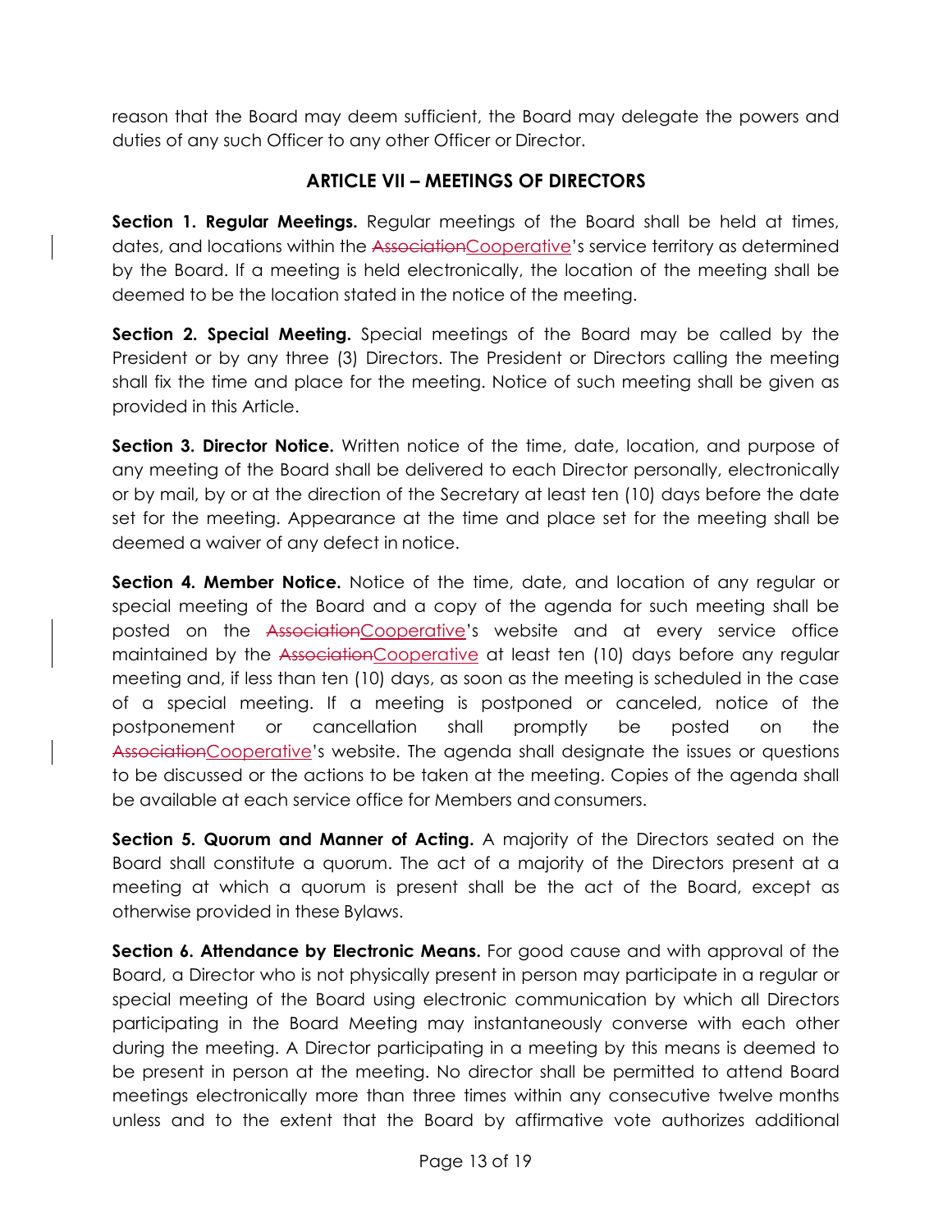reason that the Board may deem sufficient, the Board may delegate the powers and duties of any such Officer to any other Officer or Director.

## ARTICLE VII – MEETINGS OF DIRECTORS

**Section 1. Regular Meetings.** Regular meetings of the Board shall be held at times, dates, and locations within the ~~Association~~Cooperative's service territory as determined by the Board. If a meeting is held electronically, the location of the meeting shall be deemed to be the location stated in the notice of the meeting.

**Section 2. Special Meeting.** Special meetings of the Board may be called by the President or by any three (3) Directors. The President or Directors calling the meeting shall fix the time and place for the meeting. Notice of such meeting shall be given as provided in this Article.

**Section 3. Director Notice.** Written notice of the time, date, location, and purpose of any meeting of the Board shall be delivered to each Director personally, electronically or by mail, by or at the direction of the Secretary at least ten (10) days before the date set for the meeting. Appearance at the time and place set for the meeting shall be deemed a waiver of any defect in notice.

**Section 4. Member Notice.** Notice of the time, date, and location of any regular or special meeting of the Board and a copy of the agenda for such meeting shall be posted on the ~~Association~~Cooperative's website and at every service office maintained by the ~~Association~~Cooperative at least ten (10) days before any regular meeting and, if less than ten (10) days, as soon as the meeting is scheduled in the case of a special meeting. If a meeting is postponed or canceled, notice of the postponement or cancellation shall promptly be posted on the ~~Association~~Cooperative's website. The agenda shall designate the issues or questions to be discussed or the actions to be taken at the meeting. Copies of the agenda shall be available at each service office for Members and consumers.

**Section 5. Quorum and Manner of Acting.** A majority of the Directors seated on the Board shall constitute a quorum. The act of a majority of the Directors present at a meeting at which a quorum is present shall be the act of the Board, except as otherwise provided in these Bylaws.

**Section 6. Attendance by Electronic Means.** For good cause and with approval of the Board, a Director who is not physically present in person may participate in a regular or special meeting of the Board using electronic communication by which all Directors participating in the Board Meeting may instantaneously converse with each other during the meeting. A Director participating in a meeting by this means is deemed to be present in person at the meeting. No director shall be permitted to attend Board meetings electronically more than three times within any consecutive twelve months unless and to the extent that the Board by affirmative vote authorizes additional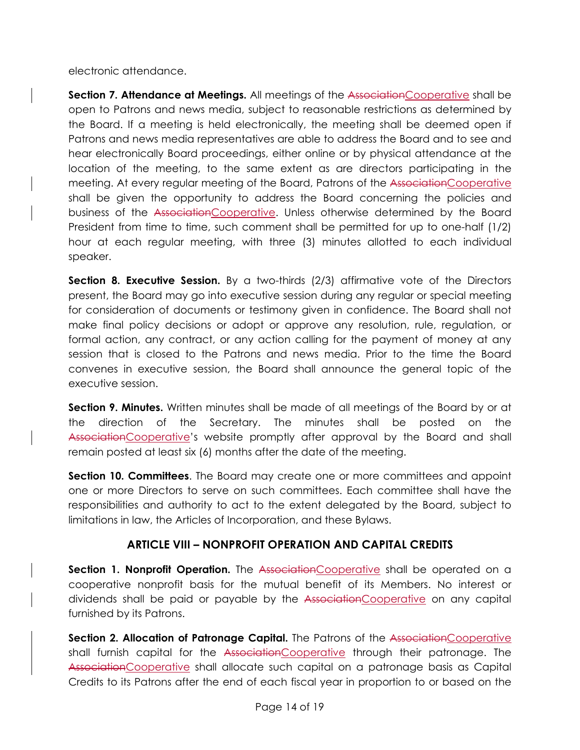electronic attendance.

**Section 7. Attendance at Meetings.** All meetings of the ~~Association~~Cooperative shall be open to Patrons and news media, subject to reasonable restrictions as determined by the Board. If a meeting is held electronically, the meeting shall be deemed open if Patrons and news media representatives are able to address the Board and to see and hear electronically Board proceedings, either online or by physical attendance at the location of the meeting, to the same extent as are directors participating in the meeting. At every regular meeting of the Board, Patrons of the ~~Association~~Cooperative shall be given the opportunity to address the Board concerning the policies and business of the ~~Association~~Cooperative. Unless otherwise determined by the Board President from time to time, such comment shall be permitted for up to one-half (1/2) hour at each regular meeting, with three (3) minutes allotted to each individual speaker.

**Section 8. Executive Session.** By a two-thirds (2/3) affirmative vote of the Directors present, the Board may go into executive session during any regular or special meeting for consideration of documents or testimony given in confidence. The Board shall not make final policy decisions or adopt or approve any resolution, rule, regulation, or formal action, any contract, or any action calling for the payment of money at any session that is closed to the Patrons and news media. Prior to the time the Board convenes in executive session, the Board shall announce the general topic of the executive session.

**Section 9. Minutes.** Written minutes shall be made of all meetings of the Board by or at the direction of the Secretary. The minutes shall be posted on the ~~Association~~Cooperative's website promptly after approval by the Board and shall remain posted at least six (6) months after the date of the meeting.

**Section 10. Committees**. The Board may create one or more committees and appoint one or more Directors to serve on such committees. Each committee shall have the responsibilities and authority to act to the extent delegated by the Board, subject to limitations in law, the Articles of Incorporation, and these Bylaws.

## ARTICLE VIII – NONPROFIT OPERATION AND CAPITAL CREDITS

**Section 1. Nonprofit Operation.** The ~~Association~~Cooperative shall be operated on a cooperative nonprofit basis for the mutual benefit of its Members. No interest or dividends shall be paid or payable by the ~~Association~~Cooperative on any capital furnished by its Patrons.

**Section 2. Allocation of Patronage Capital.** The Patrons of the ~~Association~~Cooperative shall furnish capital for the ~~Association~~Cooperative through their patronage. The ~~Association~~Cooperative shall allocate such capital on a patronage basis as Capital Credits to its Patrons after the end of each fiscal year in proportion to or based on the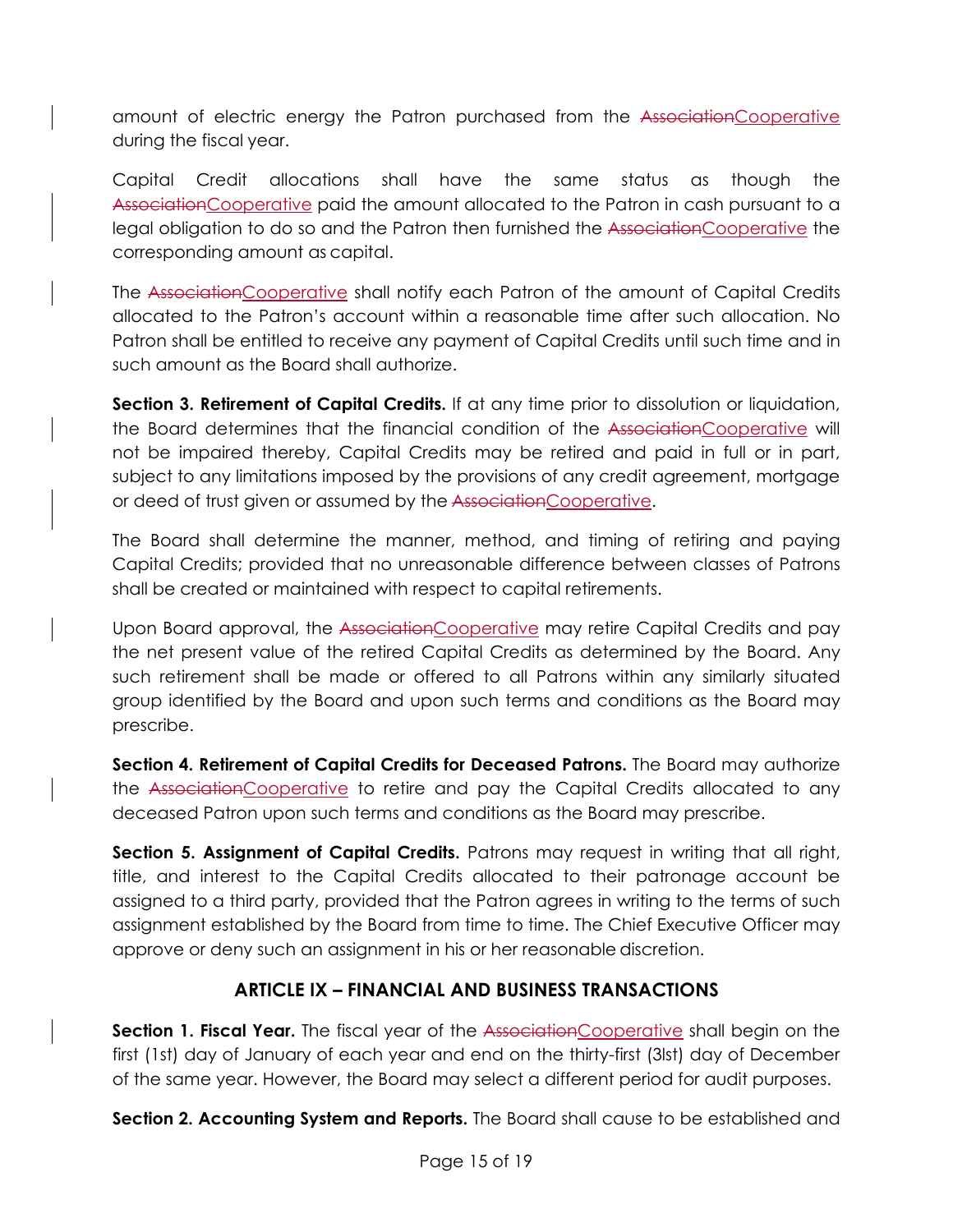amount of electric energy the Patron purchased from the ~~Association~~Cooperative during the fiscal year.

Capital Credit allocations shall have the same status as though the ~~Association~~Cooperative paid the amount allocated to the Patron in cash pursuant to a legal obligation to do so and the Patron then furnished the ~~Association~~Cooperative the corresponding amount as capital.

The ~~Association~~Cooperative shall notify each Patron of the amount of Capital Credits allocated to the Patron's account within a reasonable time after such allocation. No Patron shall be entitled to receive any payment of Capital Credits until such time and in such amount as the Board shall authorize.

**Section 3. Retirement of Capital Credits.** If at any time prior to dissolution or liquidation, the Board determines that the financial condition of the ~~Association~~Cooperative will not be impaired thereby, Capital Credits may be retired and paid in full or in part, subject to any limitations imposed by the provisions of any credit agreement, mortgage or deed of trust given or assumed by the ~~Association~~Cooperative.

The Board shall determine the manner, method, and timing of retiring and paying Capital Credits; provided that no unreasonable difference between classes of Patrons shall be created or maintained with respect to capital retirements.

Upon Board approval, the ~~Association~~Cooperative may retire Capital Credits and pay the net present value of the retired Capital Credits as determined by the Board. Any such retirement shall be made or offered to all Patrons within any similarly situated group identified by the Board and upon such terms and conditions as the Board may prescribe.

**Section 4. Retirement of Capital Credits for Deceased Patrons.** The Board may authorize the ~~Association~~Cooperative to retire and pay the Capital Credits allocated to any deceased Patron upon such terms and conditions as the Board may prescribe.

**Section 5. Assignment of Capital Credits.** Patrons may request in writing that all right, title, and interest to the Capital Credits allocated to their patronage account be assigned to a third party, provided that the Patron agrees in writing to the terms of such assignment established by the Board from time to time. The Chief Executive Officer may approve or deny such an assignment in his or her reasonable discretion.

## ARTICLE IX – FINANCIAL AND BUSINESS TRANSACTIONS

**Section 1. Fiscal Year.** The fiscal year of the ~~Association~~Cooperative shall begin on the first (1st) day of January of each year and end on the thirty-first (3lst) day of December of the same year. However, the Board may select a different period for audit purposes.

**Section 2. Accounting System and Reports.** The Board shall cause to be established and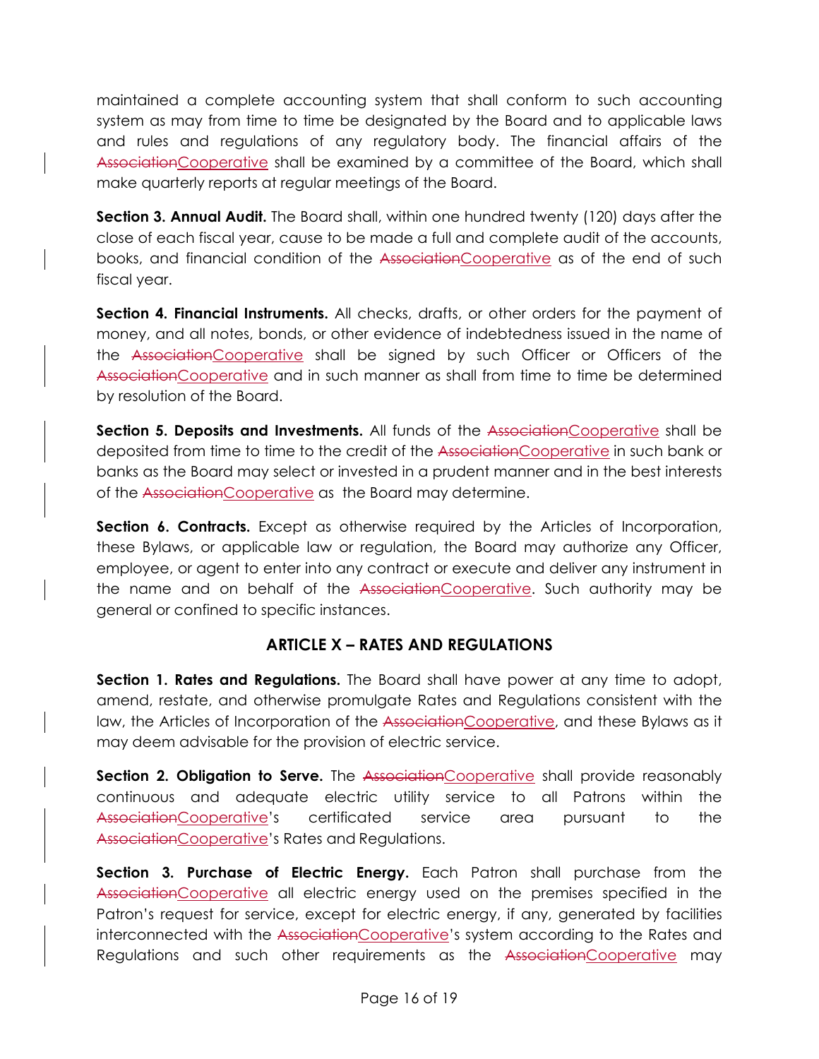maintained a complete accounting system that shall conform to such accounting system as may from time to time be designated by the Board and to applicable laws and rules and regulations of any regulatory body. The financial affairs of the ~~Association~~Cooperative shall be examined by a committee of the Board, which shall make quarterly reports at regular meetings of the Board.

**Section 3. Annual Audit.** The Board shall, within one hundred twenty (120) days after the close of each fiscal year, cause to be made a full and complete audit of the accounts, books, and financial condition of the ~~Association~~Cooperative as of the end of such fiscal year.

**Section 4. Financial Instruments.** All checks, drafts, or other orders for the payment of money, and all notes, bonds, or other evidence of indebtedness issued in the name of the ~~Association~~Cooperative shall be signed by such Officer or Officers of the ~~Association~~Cooperative and in such manner as shall from time to time be determined by resolution of the Board.

**Section 5. Deposits and Investments.** All funds of the ~~Association~~Cooperative shall be deposited from time to time to the credit of the ~~Association~~Cooperative in such bank or banks as the Board may select or invested in a prudent manner and in the best interests of the ~~Association~~Cooperative as the Board may determine.

**Section 6. Contracts.** Except as otherwise required by the Articles of Incorporation, these Bylaws, or applicable law or regulation, the Board may authorize any Officer, employee, or agent to enter into any contract or execute and deliver any instrument in the name and on behalf of the ~~Association~~Cooperative. Such authority may be general or confined to specific instances.

## ARTICLE X – RATES AND REGULATIONS

**Section 1. Rates and Regulations.** The Board shall have power at any time to adopt, amend, restate, and otherwise promulgate Rates and Regulations consistent with the law, the Articles of Incorporation of the ~~Association~~Cooperative, and these Bylaws as it may deem advisable for the provision of electric service.

**Section 2. Obligation to Serve.** The ~~Association~~Cooperative shall provide reasonably continuous and adequate electric utility service to all Patrons within the ~~Association~~Cooperative's certificated service area pursuant to the ~~Association~~Cooperative's Rates and Regulations.

**Section 3. Purchase of Electric Energy.** Each Patron shall purchase from the ~~Association~~Cooperative all electric energy used on the premises specified in the Patron's request for service, except for electric energy, if any, generated by facilities interconnected with the ~~Association~~Cooperative's system according to the Rates and Regulations and such other requirements as the ~~Association~~Cooperative may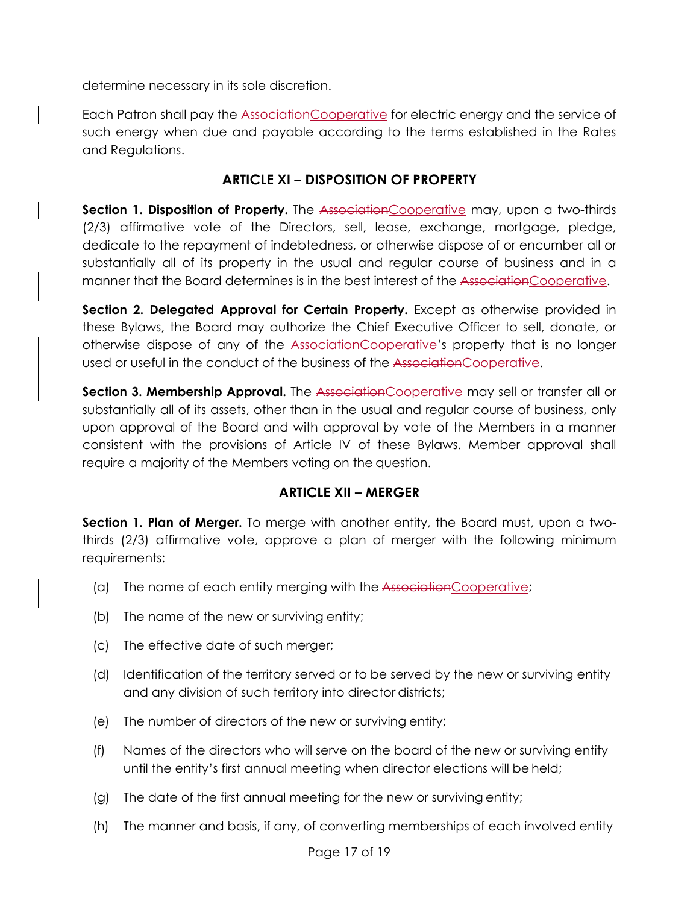determine necessary in its sole discretion.

Each Patron shall pay the ~~Association~~Cooperative for electric energy and the service of such energy when due and payable according to the terms established in the Rates and Regulations.

## ARTICLE XI – DISPOSITION OF PROPERTY

**Section 1. Disposition of Property.** The ~~Association~~Cooperative may, upon a two-thirds (2/3) affirmative vote of the Directors, sell, lease, exchange, mortgage, pledge, dedicate to the repayment of indebtedness, or otherwise dispose of or encumber all or substantially all of its property in the usual and regular course of business and in a manner that the Board determines is in the best interest of the ~~Association~~Cooperative.

**Section 2. Delegated Approval for Certain Property.** Except as otherwise provided in these Bylaws, the Board may authorize the Chief Executive Officer to sell, donate, or otherwise dispose of any of the ~~Association~~Cooperative's property that is no longer used or useful in the conduct of the business of the ~~Association~~Cooperative.

**Section 3. Membership Approval.** The ~~Association~~Cooperative may sell or transfer all or substantially all of its assets, other than in the usual and regular course of business, only upon approval of the Board and with approval by vote of the Members in a manner consistent with the provisions of Article IV of these Bylaws. Member approval shall require a majority of the Members voting on the question.

## ARTICLE XII – MERGER

**Section 1. Plan of Merger.** To merge with another entity, the Board must, upon a two-thirds (2/3) affirmative vote, approve a plan of merger with the following minimum requirements:

(a) The name of each entity merging with the ~~Association~~Cooperative;

(b) The name of the new or surviving entity;

(c) The effective date of such merger;

(d) Identification of the territory served or to be served by the new or surviving entity and any division of such territory into director districts;

(e) The number of directors of the new or surviving entity;

(f) Names of the directors who will serve on the board of the new or surviving entity until the entity's first annual meeting when director elections will be held;

(g) The date of the first annual meeting for the new or surviving entity;

(h) The manner and basis, if any, of converting memberships of each involved entity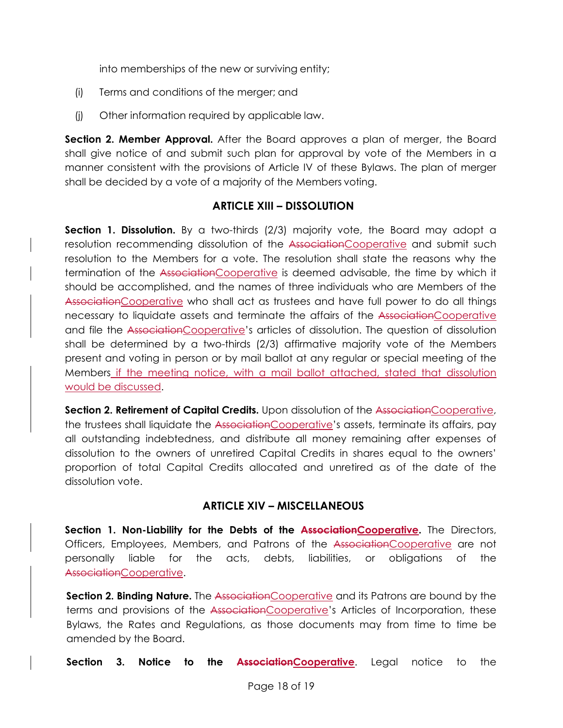into memberships of the new or surviving entity;

(i) Terms and conditions of the merger; and

(j) Other information required by applicable law.

**Section 2. Member Approval.** After the Board approves a plan of merger, the Board shall give notice of and submit such plan for approval by vote of the Members in a manner consistent with the provisions of Article IV of these Bylaws. The plan of merger shall be decided by a vote of a majority of the Members voting.

## ARTICLE XIII – DISSOLUTION

**Section 1. Dissolution.** By a two-thirds (2/3) majority vote, the Board may adopt a resolution recommending dissolution of the ~~Association~~Cooperative and submit such resolution to the Members for a vote. The resolution shall state the reasons why the termination of the ~~Association~~Cooperative is deemed advisable, the time by which it should be accomplished, and the names of three individuals who are Members of the ~~Association~~Cooperative who shall act as trustees and have full power to do all things necessary to liquidate assets and terminate the affairs of the ~~Association~~Cooperative and file the ~~Association~~Cooperative's articles of dissolution. The question of dissolution shall be determined by a two-thirds (2/3) affirmative majority vote of the Members present and voting in person or by mail ballot at any regular or special meeting of the Members if the meeting notice, with a mail ballot attached, stated that dissolution would be discussed.

**Section 2. Retirement of Capital Credits.** Upon dissolution of the ~~Association~~Cooperative, the trustees shall liquidate the ~~Association~~Cooperative's assets, terminate its affairs, pay all outstanding indebtedness, and distribute all money remaining after expenses of dissolution to the owners of unretired Capital Credits in shares equal to the owners' proportion of total Capital Credits allocated and unretired as of the date of the dissolution vote.

## ARTICLE XIV – MISCELLANEOUS

**Section 1. Non-Liability for the Debts of the ~~Association~~Cooperative.** The Directors, Officers, Employees, Members, and Patrons of the ~~Association~~Cooperative are not personally liable for the acts, debts, liabilities, or obligations of the ~~Association~~Cooperative.

**Section 2. Binding Nature.** The ~~Association~~Cooperative and its Patrons are bound by the terms and provisions of the ~~Association~~Cooperative's Articles of Incorporation, these Bylaws, the Rates and Regulations, as those documents may from time to time be amended by the Board.

**Section 3. Notice to the ~~Association~~Cooperative**. Legal notice to the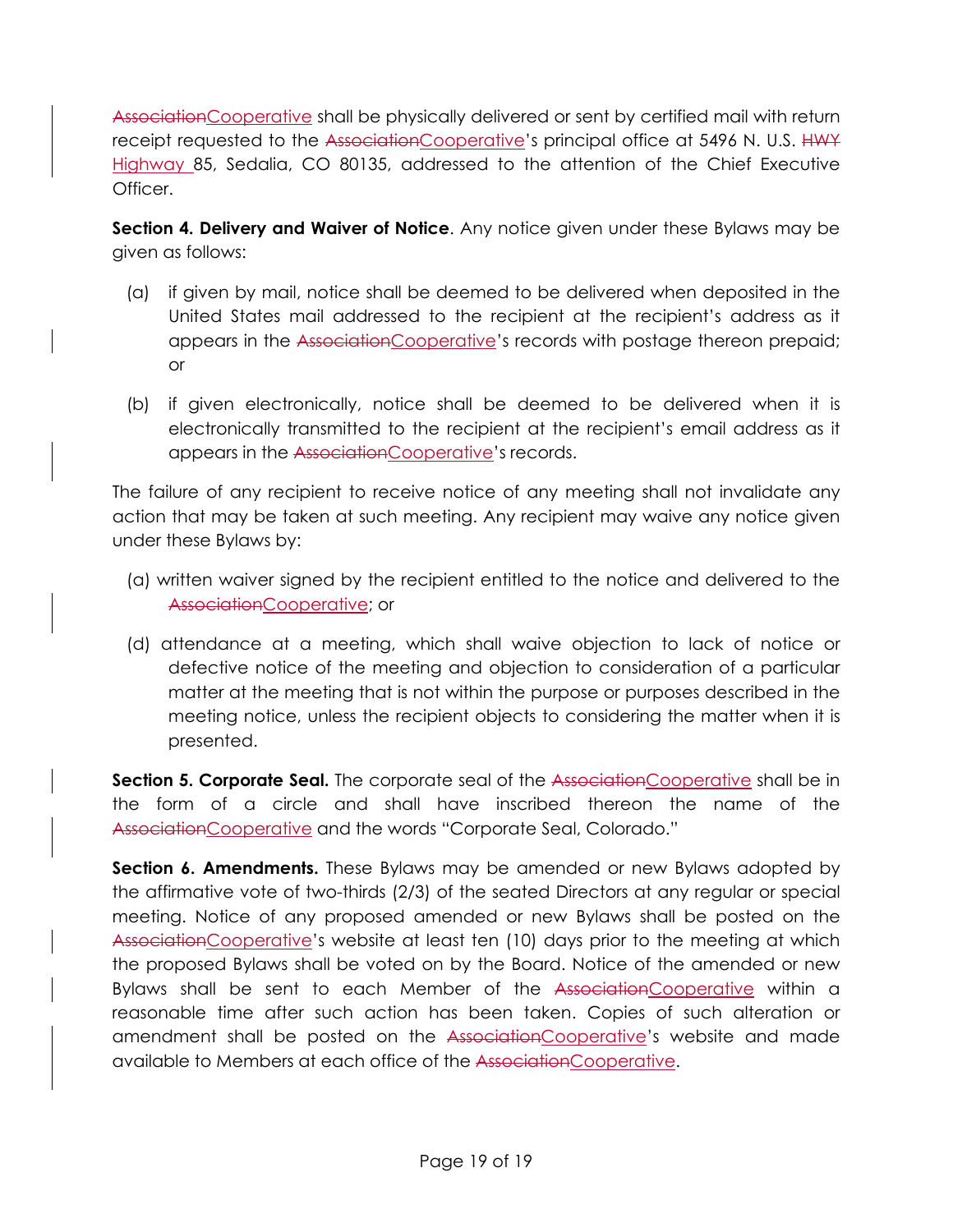~~Association~~Cooperative shall be physically delivered or sent by certified mail with return receipt requested to the ~~Association~~Cooperative's principal office at 5496 N. U.S. ~~HWY~~ Highway 85, Sedalia, CO 80135, addressed to the attention of the Chief Executive Officer.

**Section 4. Delivery and Waiver of Notice**. Any notice given under these Bylaws may be given as follows:

(a) if given by mail, notice shall be deemed to be delivered when deposited in the United States mail addressed to the recipient at the recipient's address as it appears in the ~~Association~~Cooperative's records with postage thereon prepaid; or

(b) if given electronically, notice shall be deemed to be delivered when it is electronically transmitted to the recipient at the recipient's email address as it appears in the ~~Association~~Cooperative's records.

The failure of any recipient to receive notice of any meeting shall not invalidate any action that may be taken at such meeting. Any recipient may waive any notice given under these Bylaws by:

(a) written waiver signed by the recipient entitled to the notice and delivered to the ~~Association~~Cooperative; or

(d) attendance at a meeting, which shall waive objection to lack of notice or defective notice of the meeting and objection to consideration of a particular matter at the meeting that is not within the purpose or purposes described in the meeting notice, unless the recipient objects to considering the matter when it is presented.

**Section 5. Corporate Seal.** The corporate seal of the ~~Association~~Cooperative shall be in the form of a circle and shall have inscribed thereon the name of the ~~Association~~Cooperative and the words "Corporate Seal, Colorado."

**Section 6. Amendments.** These Bylaws may be amended or new Bylaws adopted by the affirmative vote of two-thirds (2/3) of the seated Directors at any regular or special meeting. Notice of any proposed amended or new Bylaws shall be posted on the ~~Association~~Cooperative's website at least ten (10) days prior to the meeting at which the proposed Bylaws shall be voted on by the Board. Notice of the amended or new Bylaws shall be sent to each Member of the ~~Association~~Cooperative within a reasonable time after such action has been taken. Copies of such alteration or amendment shall be posted on the ~~Association~~Cooperative's website and made available to Members at each office of the ~~Association~~Cooperative.